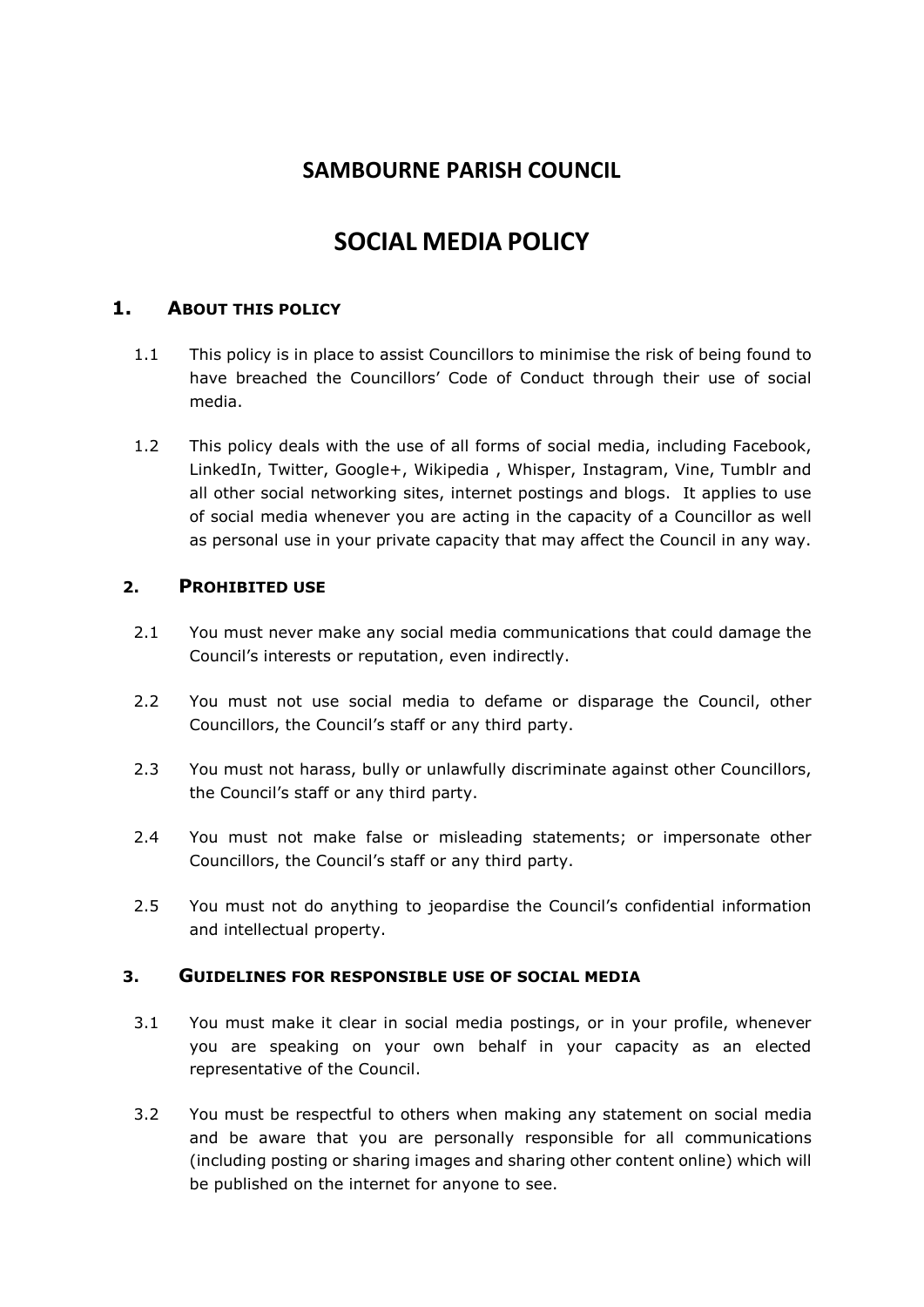# SAMBOURNE PARISH COUNCIL

# SOCIAL MEDIA POLICY

## 1. ABOUT THIS POLICY

1.1 This policy is in place to assist Councillors to minimise the risk of being found to have breached the Councillors' Code of Conduct through their use of social media.

1.2 This policy deals with the use of all forms of social media, including Facebook, LinkedIn, Twitter, Google+, Wikipedia , Whisper, Instagram, Vine, Tumblr and all other social networking sites, internet postings and blogs. It applies to use of social media whenever you are acting in the capacity of a Councillor as well as personal use in your private capacity that may affect the Council in any way.

## 2. PROHIBITED USE

2.1 You must never make any social media communications that could damage the Council's interests or reputation, even indirectly.

2.2 You must not use social media to defame or disparage the Council, other Councillors, the Council's staff or any third party.

2.3 You must not harass, bully or unlawfully discriminate against other Councillors, the Council's staff or any third party.

2.4 You must not make false or misleading statements; or impersonate other Councillors, the Council's staff or any third party.

2.5 You must not do anything to jeopardise the Council's confidential information and intellectual property.

## 3. GUIDELINES FOR RESPONSIBLE USE OF SOCIAL MEDIA

3.1 You must make it clear in social media postings, or in your profile, whenever you are speaking on your own behalf in your capacity as an elected representative of the Council.

3.2 You must be respectful to others when making any statement on social media and be aware that you are personally responsible for all communications (including posting or sharing images and sharing other content online) which will be published on the internet for anyone to see.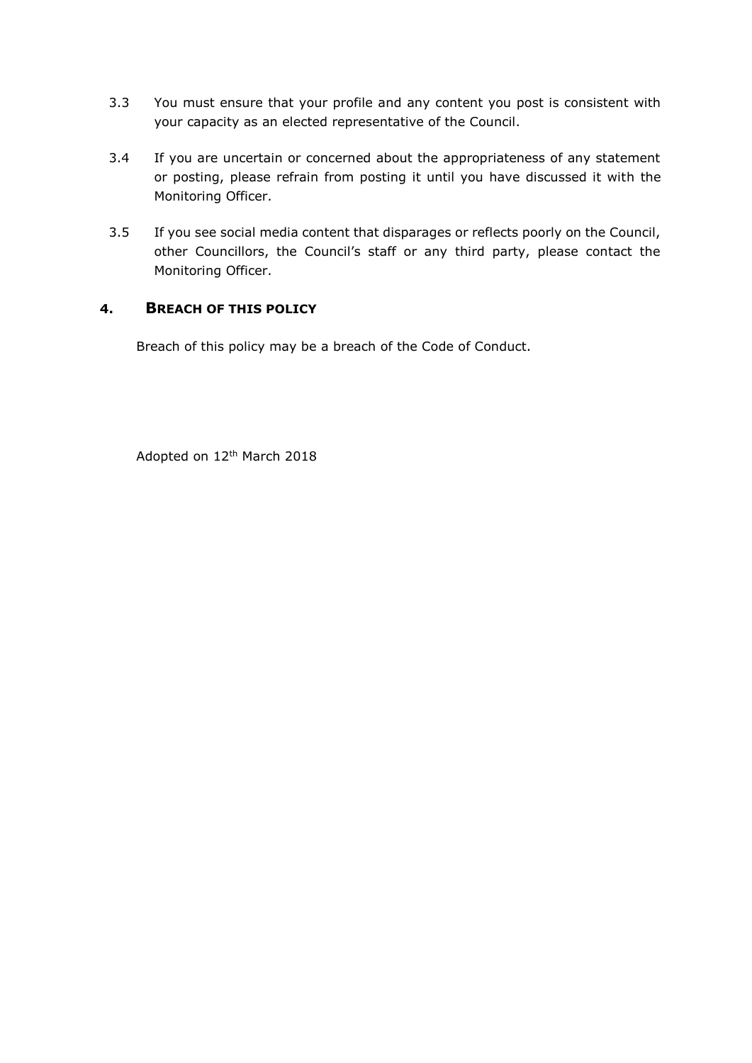3.3 You must ensure that your profile and any content you post is consistent with your capacity as an elected representative of the Council.

3.4 If you are uncertain or concerned about the appropriateness of any statement or posting, please refrain from posting it until you have discussed it with the Monitoring Officer.

3.5 If you see social media content that disparages or reflects poorly on the Council, other Councillors, the Council's staff or any third party, please contact the Monitoring Officer.

## 4. BREACH OF THIS POLICY

Breach of this policy may be a breach of the Code of Conduct.

Adopted on 12th March 2018